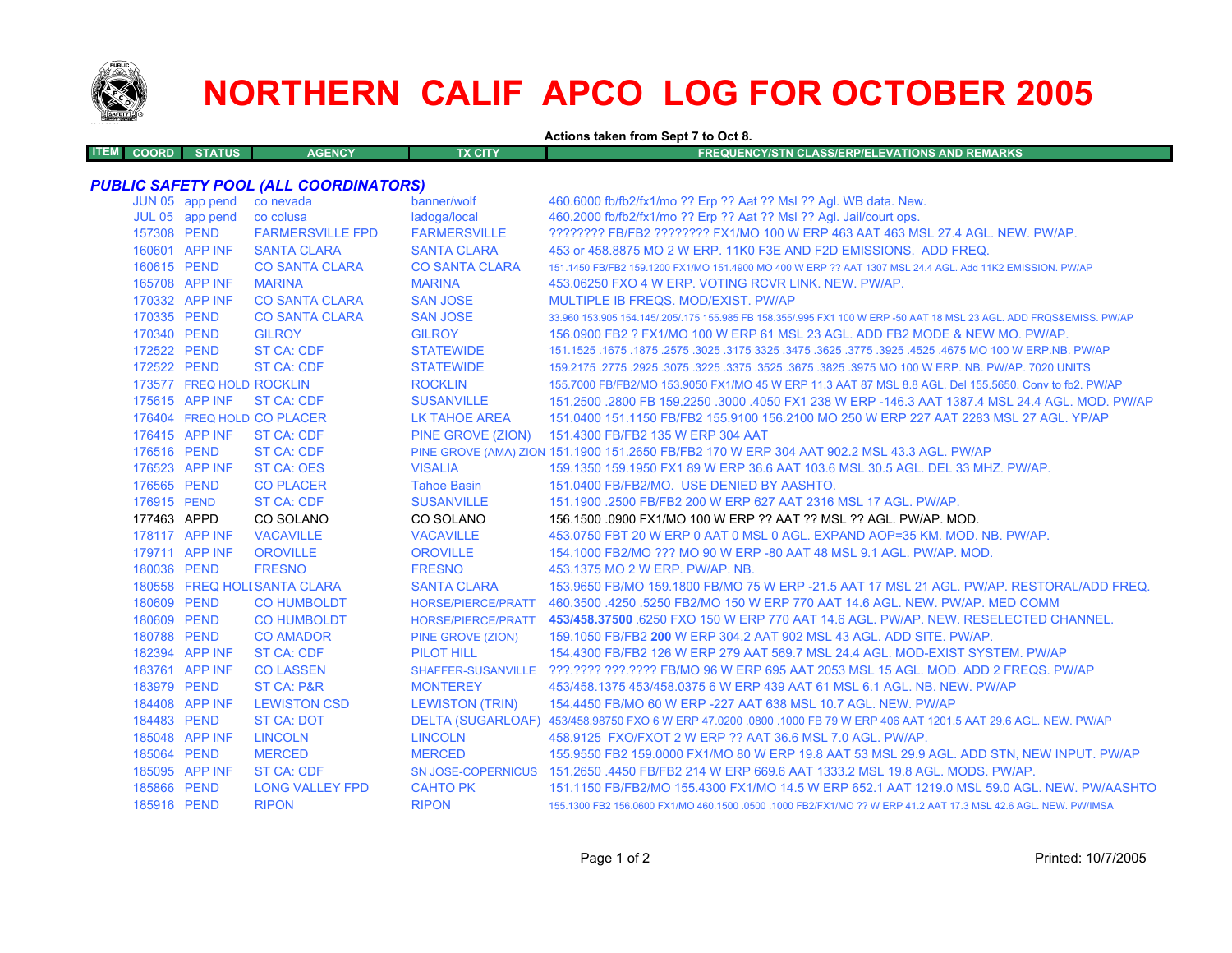# NORTHERN CALIF APCO LOG FOR OCTOBER 2005

Actions taken from Sept 7 to Oct 8.

| ITEM | COORD | STATUS | AGENCY | TX CITY | FREQUENCY/STN CLASS/ERP/ELEVATIONS AND REMARKS |
|---|---|---|---|---|---|

## PUBLIC SAFETY POOL (ALL COORDINATORS)

| ITEM | COORD | STATUS | AGENCY | TX CITY | FREQUENCY/STN CLASS/ERP/ELEVATIONS AND REMARKS |
|---|---|---|---|---|---|
| | JUN 05 | app pend | co nevada | banner/wolf | 460.6000 fb/fb2/fx1/mo ?? Erp ?? Aat ?? Msl ?? Agl. WB data. New. |
| | JUL 05 | app pend | co colusa | ladoga/local | 460.2000 fb/fb2/fx1/mo ?? Erp ?? Aat ?? Msl ?? Agl. Jail/court ops. |
| | 157308 | PEND | FARMERSVILLE FPD | FARMERSVILLE | ???????? FB/FB2 ???????? FX1/MO 100 W ERP 463 AAT 463 MSL 27.4 AGL. NEW. PW/AP. |
| | 160601 | APP INF | SANTA CLARA | SANTA CLARA | 453 or 458.8875 MO 2 W ERP. 11K0 F3E AND F2D EMISSIONS. ADD FREQ. |
| | 160615 | PEND | CO SANTA CLARA | CO SANTA CLARA | 151.1450 FB/FB2 159.1200 FX1/MO 151.4900 MO 400 W ERP ?? AAT 1307 MSL 24.4 AGL. Add 11K2 EMISSION. PW/AP |
| | 165708 | APP INF | MARINA | MARINA | 453.06250 FXO 4 W ERP. VOTING RCVR LINK. NEW. PW/AP. |
| | 170332 | APP INF | CO SANTA CLARA | SAN JOSE | MULTIPLE IB FREQS. MOD/EXIST. PW/AP |
| | 170335 | PEND | CO SANTA CLARA | SAN JOSE | 33.960 153.905 154.145/.205/.175 155.985 FB 158.355/.995 FX1 100 W ERP -50 AAT 18 MSL 23 AGL. ADD FRQS&EMISS. PW/AP |
| | 170340 | PEND | GILROY | GILROY | 156.0900 FB2 ? FX1/MO 100 W ERP 61 MSL 23 AGL. ADD FB2 MODE & NEW MO. PW/AP. |
| | 172522 | PEND | ST CA: CDF | STATEWIDE | 151.1525 .1675 .1875 .2575 .3025 .3175 3325 .3475 .3625 .3775 .3925 .4525 .4675 MO 100 W ERP.NB. PW/AP |
| | 172522 | PEND | ST CA: CDF | STATEWIDE | 159.2175 .2775 .2925 .3075 .3225 .3375 .3525 .3675 .3825 .3975 MO 100 W ERP. NB. PW/AP. 7020 UNITS |
| | 173577 | FREQ HOLD | ROCKLIN | ROCKLIN | 155.7000 FB/FB2/MO 153.9050 FX1/MO 45 W ERP 11.3 AAT 87 MSL 8.8 AGL. Del 155.5650. Conv to fb2. PW/AP |
| | 175615 | APP INF | ST CA: CDF | SUSANVILLE | 151.2500 .2800 FB 159.2250 .3000 .4050 FX1 238 W ERP -146.3 AAT 1387.4 MSL 24.4 AGL. MOD. PW/AP |
| | 176404 | FREQ HOLD | CO PLACER | LK TAHOE AREA | 151.0400 151.1150 FB/FB2 155.9100 156.2100 MO 250 W ERP 227 AAT 2283 MSL 27 AGL. YP/AP. |
| | 176415 | APP INF | ST CA: CDF | PINE GROVE (ZION) | 151.4300 FB/FB2 135 W ERP 304 AAT |
| | 176516 | PEND | ST CA: CDF | PINE GROVE (AMA) ZION | 151.1900 151.2650 FB/FB2 170 W ERP 304 AAT 902.2 MSL 43.3 AGL. PW/AP |
| | 176523 | APP INF | ST CA: OES | VISALIA | 159.1350 159.1950 FX1 89 W ERP 36.6 AAT 103.6 MSL 30.5 AGL. DEL 33 MHZ. PW/AP. |
| | 176565 | PEND | CO PLACER | Tahoe Basin | 151.0400 FB/FB2/MO. USE DENIED BY AASHTO. |
| | 176915 | PEND | ST CA: CDF | SUSANVILLE | 151.1900 .2500 FB/FB2 200 W ERP 627 AAT 2316 MSL 17 AGL. PW/AP. |
| | 177463 | APPD | CO SOLANO | CO SOLANO | 156.1500 .0900 FX1/MO 100 W ERP ?? AAT ?? MSL ?? AGL. PW/AP. MOD. |
| | 178117 | APP INF | VACAVILLE | VACAVILLE | 453.0750 FBT 20 W ERP 0 AAT 0 MSL 0 AGL. EXPAND AOP=35 KM. MOD. NB. PW/AP. |
| | 179711 | APP INF | OROVILLE | OROVILLE | 154.1000 FB2/MO ??? MO 90 W ERP -80 AAT 48 MSL 9.1 AGL. PW/AP. MOD. |
| | 180036 | PEND | FRESNO | FRESNO | 453.1375 MO 2 W ERP. PW/AP. NB. |
| | 180558 | FREQ HOLD | SANTA CLARA | SANTA CLARA | 153.9650 FB/MO 159.1800 FB/MO 75 W ERP -21.5 AAT 17 MSL 21 AGL. PW/AP. RESTORAL/ADD FREQ. |
| | 180609 | PEND | CO HUMBOLDT | HORSE/PIERCE/PRATT | 460.3500 .4250 .5250 FB2/MO 150 W ERP 770 AAT 14.6 AGL. NEW. PW/AP. MED COMM |
| | 180609 | PEND | CO HUMBOLDT | HORSE/PIERCE/PRATT | **453/458.37500** .6250 FXO 150 W ERP 770 AAT 14.6 AGL. PW/AP. NEW. RESELECTED CHANNEL. |
| | 180788 | PEND | CO AMADOR | PINE GROVE (ZION) | 159.1050 FB/FB2 **200** W ERP 304.2 AAT 902 MSL 43 AGL. ADD SITE. PW/AP. |
| | 182394 | APP INF | ST CA: CDF | PILOT HILL | 154.4300 FB/FB2 126 W ERP 279 AAT 569.7 MSL 24.4 AGL. MOD-EXIST SYSTEM. PW/AP |
| | 183761 | APP INF | CO LASSEN | SHAFFER-SUSANVILLE | ???.???? ???.???? FB/MO 96 W ERP 695 AAT 2053 MSL 15 AGL. MOD. ADD 2 FREQS. PW/AP |
| | 183979 | PEND | ST CA: P&R | MONTEREY | 453/458.1375 453/458.0375 6 W ERP 439 AAT 61 MSL 6.1 AGL. NB. NEW. PW/AP |
| | 184408 | APP INF | LEWISTON CSD | LEWISTON (TRIN) | 154.4450 FB/MO 60 W ERP -227 AAT 638 MSL 10.7 AGL. NEW. PW/AP |
| | 184483 | PEND | ST CA: DOT | DELTA (SUGARLOAF) | 453/458.98750 FXO 6 W ERP 47.0200 .0800 .1000 FB 79 W ERP 406 AAT 1201.5 AAT 29.6 AGL. NEW. PW/AP |
| | 185048 | APP INF | LINCOLN | LINCOLN | 458.9125 FXO/FXOT 2 W ERP ?? AAT 36.6 MSL 7.0 AGL. PW/AP. |
| | 185064 | PEND | MERCED | MERCED | 155.9550 FB2 159.0000 FX1/MO 80 W ERP 19.8 AAT 53 MSL 29.9 AGL. ADD STN, NEW INPUT. PW/AP |
| | 185095 | APP INF | ST CA: CDF | SN JOSE-COPERNICUS | 151.2650 .4450 FB/FB2 214 W ERP 669.6 AAT 1333.2 MSL 19.8 AGL. MODS. PW/AP. |
| | 185866 | PEND | LONG VALLEY FPD | CAHTO PK | 151.1150 FB/FB2/MO 155.4300 FX1/MO 14.5 W ERP 652.1 AAT 1219.0 MSL 59.0 AGL. NEW. PW/AASHTO |
| | 185916 | PEND | RIPON | RIPON | 155.1300 FB2 156.0600 FX1/MO 460.1500 .0500 .1000 FB2/FX1/MO ?? W ERP 41.2 AAT 17.3 MSL 42.6 AGL. NEW. PW/IMSA |

Printed: 10/7/2005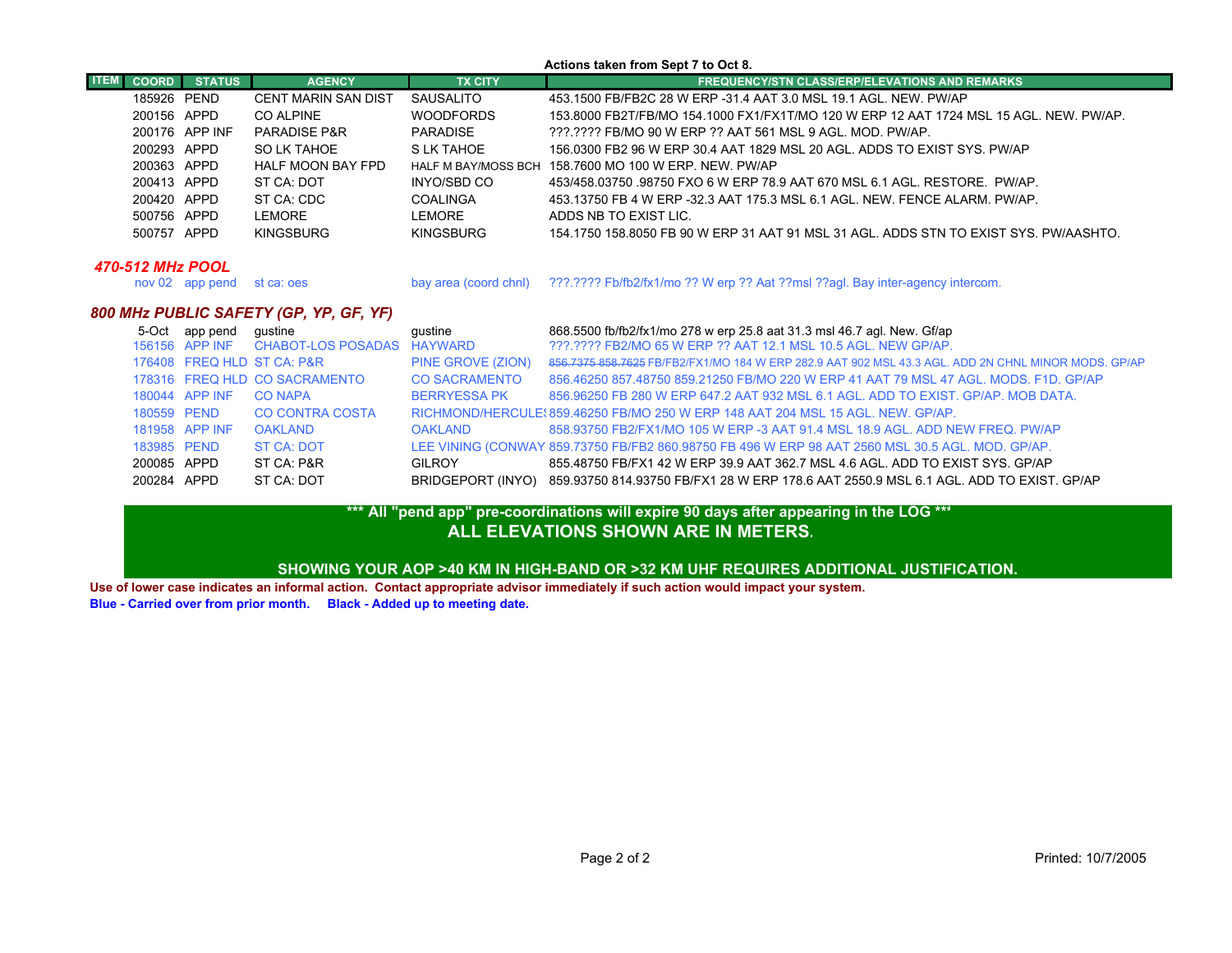**Actions taken from Sept 7 to Oct 8.**

| ITEM | COORD | STATUS | AGENCY | TX CITY | FREQUENCY/STN CLASS/ERP/ELEVATIONS AND REMARKS |
|---|---|---|---|---|---|
| | 185926 | PEND | CENT MARIN SAN DIST | SAUSALITO | 453.1500 FB/FB2C 28 W ERP -31.4 AAT 3.0 MSL 19.1 AGL. NEW. PW/AP |
| | 200156 | APPD | CO ALPINE | WOODFORDS | 153.8000 FB2T/FB/MO 154.1000 FX1/FX1T/MO 120 W ERP 12 AAT 1724 MSL 15 AGL. NEW. PW/AP. |
| | 200176 | APP INF | PARADISE P&R | PARADISE | ???.???? FB/MO 90 W ERP ?? AAT 561 MSL 9 AGL. MOD. PW/AP. |
| | 200293 | APPD | SO LK TAHOE | S LK TAHOE | 156.0300 FB2 96 W ERP 30.4 AAT 1829 MSL 20 AGL. ADDS TO EXIST SYS. PW/AP |
| | 200363 | APPD | HALF MOON BAY FPD | HALF M BAY/MOSS BCH | 158.7600 MO 100 W ERP. NEW. PW/AP |
| | 200413 | APPD | ST CA: DOT | INYO/SBD CO | 453/458.03750 .98750 FXO 6 W ERP 78.9 AAT 670 MSL 6.1 AGL. RESTORE. PW/AP. |
| | 200420 | APPD | ST CA: CDC | COALINGA | 453.13750 FB 4 W ERP -32.3 AAT 175.3 MSL 6.1 AGL. NEW. FENCE ALARM. PW/AP. |
| | 500756 | APPD | LEMORE | LEMORE | ADDS NB TO EXIST LIC. |
| | 500757 | APPD | KINGSBURG | KINGSBURG | 154.1750 158.8050 FB 90 W ERP 31 AAT 91 MSL 31 AGL. ADDS STN TO EXIST SYS. PW/AASHTO. |

## *470-512 MHz POOL*

| | | | | | |
|---|---|---|---|---|---|
| | nov 02 | app pend | st ca: oes | bay area (coord chnl) | ???.???? Fb/fb2/fx1/mo ?? W erp ?? Aat ??msl ??agl. Bay inter-agency intercom. |

## *800 MHz PUBLIC SAFETY (GP, YP, GF, YF)*

| | | | | | |
|---|---|---|---|---|---|
| | 5-Oct | app pend | gustine | gustine | 868.5500 fb/fb2/fx1/mo 278 w erp 25.8 aat 31.3 msl 46.7 agl. New. Gf/ap |
| | 156156 | APP INF | CHABOT-LOS POSADAS | HAYWARD | ???.???? FB2/MO 65 W ERP ?? AAT 12.1 MSL 10.5 AGL. NEW GP/AP. |
| | 176408 | FREQ HLD | ST CA: P&R | PINE GROVE (ZION) | ~~856.7375 858.7625~~ FB/FB2/FX1/MO 184 W ERP 282.9 AAT 902 MSL 43.3 AGL. ADD 2N CHNL MINOR MODS. GP/AP |
| | 178316 | FREQ HLD | CO SACRAMENTO | CO SACRAMENTO | 856.46250 857.48750 859.21250 FB/MO 220 W ERP 41 AAT 79 MSL 47 AGL. MODS. F1D. GP/AP |
| | 180044 | APP INF | CO NAPA | BERRYESSA PK | 856.96250 FB 280 W ERP 647.2 AAT 932 MSL 6.1 AGL. ADD TO EXIST. GP/AP. MOB DATA. |
| | 180559 | PEND | CO CONTRA COSTA | RICHMOND/HERCULES | 859.46250 FB/MO 250 W ERP 148 AAT 204 MSL 15 AGL. NEW. GP/AP. |
| | 181958 | APP INF | OAKLAND | OAKLAND | 858.93750 FB2/FX1/MO 105 W ERP -3 AAT 91.4 MSL 18.9 AGL. ADD NEW FREQ. PW/AP |
| | 183985 | PEND | ST CA: DOT | LEE VINING (CONWAY | 859.73750 FB/FB2 860.98750 FB 496 W ERP 98 AAT 2560 MSL 30.5 AGL. MOD. GP/AP. |
| | 200085 | APPD | ST CA: P&R | GILROY | 855.48750 FB/FX1 42 W ERP 39.9 AAT 362.7 MSL 4.6 AGL. ADD TO EXIST SYS. GP/AP |
| | 200284 | APPD | ST CA: DOT | BRIDGEPORT (INYO) | 859.93750 814.93750 FB/FX1 28 W ERP 178.6 AAT 2550.9 MSL 6.1 AGL. ADD TO EXIST. GP/AP |

**\*\*\* All "pend app" pre-coordinations will expire 90 days after appearing in the LOG \*\*\***

**ALL ELEVATIONS SHOWN ARE IN METERS.**

**SHOWING YOUR AOP >40 KM IN HIGH-BAND OR >32 KM UHF REQUIRES ADDITIONAL JUSTIFICATION.**

**Use of lower case indicates an informal action. Contact appropriate advisor immediately if such action would impact your system.**

**Blue - Carried over from prior month. Black - Added up to meeting date.**

Printed: 10/7/2005